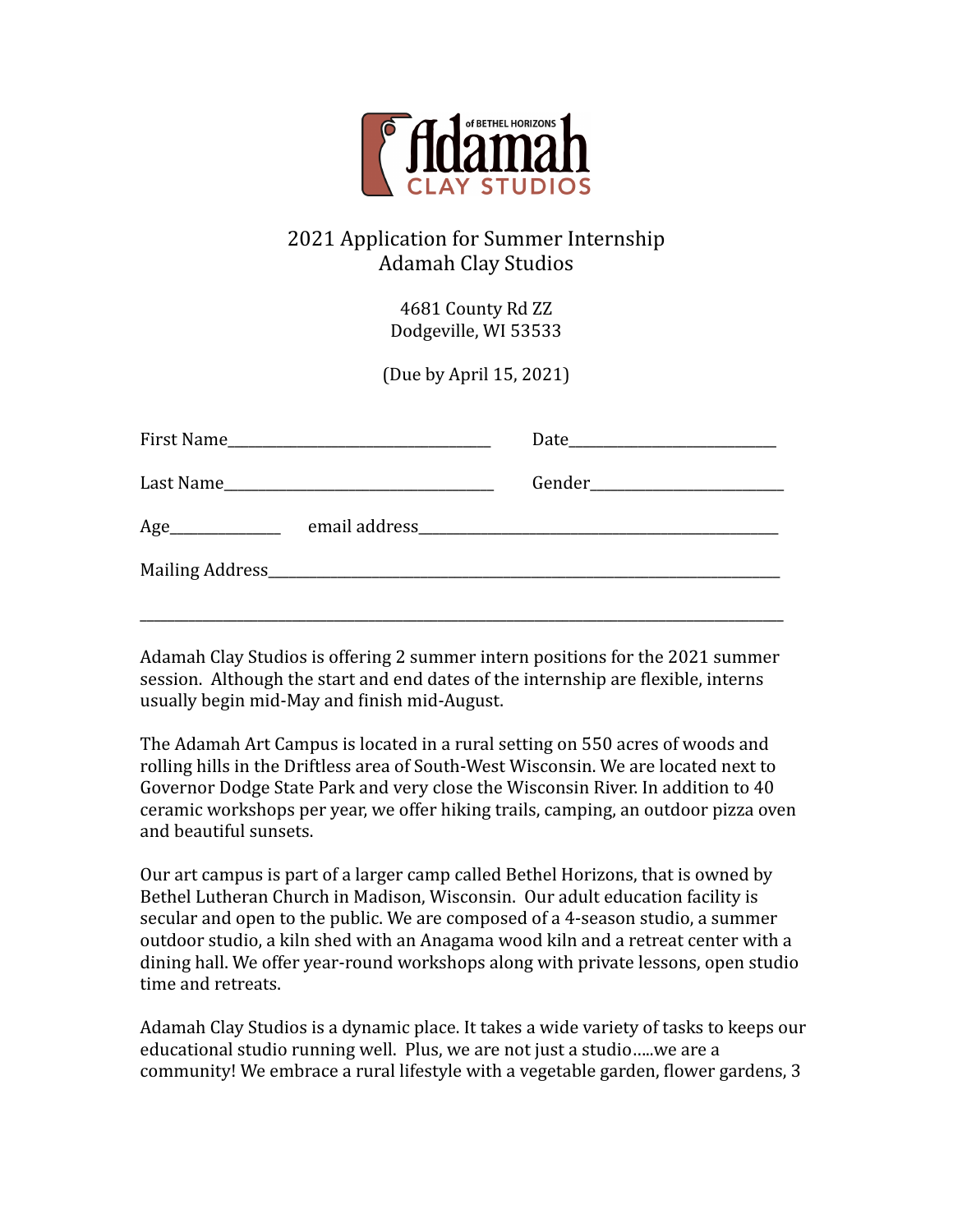Adamah of BETHEL HORIZONS CLAY STUDIOS

# 2021 Application for Summer Internship
# Adamah Clay Studios

4681 County Rd ZZ
Dodgeville, WI 53533

(Due by April 15, 2021)

First Name__________________________________ Date___________________________

Last Name___________________________________ Gender_________________________

Age______________ email address_______________________________________________

Mailing Address_________________________________________________________________

_______________________________________________________________________________

Adamah Clay Studios is offering 2 summer intern positions for the 2021 summer session. Although the start and end dates of the internship are flexible, interns usually begin mid-May and finish mid-August.

The Adamah Art Campus is located in a rural setting on 550 acres of woods and rolling hills in the Driftless area of South-West Wisconsin. We are located next to Governor Dodge State Park and very close the Wisconsin River. In addition to 40 ceramic workshops per year, we offer hiking trails, camping, an outdoor pizza oven and beautiful sunsets.

Our art campus is part of a larger camp called Bethel Horizons, that is owned by Bethel Lutheran Church in Madison, Wisconsin. Our adult education facility is secular and open to the public. We are composed of a 4-season studio, a summer outdoor studio, a kiln shed with an Anagama wood kiln and a retreat center with a dining hall. We offer year-round workshops along with private lessons, open studio time and retreats.

Adamah Clay Studios is a dynamic place. It takes a wide variety of tasks to keeps our educational studio running well. Plus, we are not just a studio.....we are a community! We embrace a rural lifestyle with a vegetable garden, flower gardens, 3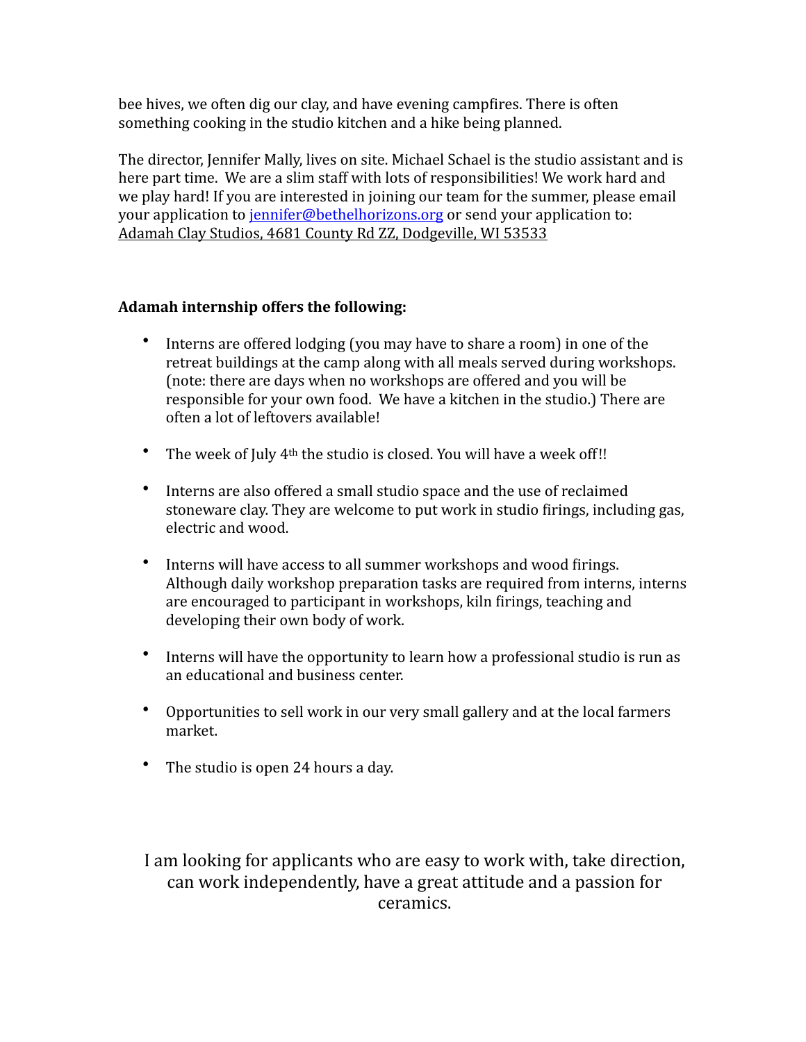bee hives, we often dig our clay, and have evening campfires. There is often something cooking in the studio kitchen and a hike being planned.

The director, Jennifer Mally, lives on site. Michael Schael is the studio assistant and is here part time. We are a slim staff with lots of responsibilities! We work hard and we play hard! If you are interested in joining our team for the summer, please email your application to [jennifer@bethelhorizons.org](mailto:jennifer@bethelhorizons.org) or send your application to: Adamah Clay Studios, 4681 County Rd ZZ, Dodgeville, WI 53533

**Adamah internship offers the following:**

- Interns are offered lodging (you may have to share a room) in one of the retreat buildings at the camp along with all meals served during workshops. (note: there are days when no workshops are offered and you will be responsible for your own food. We have a kitchen in the studio.) There are often a lot of leftovers available!
- The week of July 4th the studio is closed. You will have a week off!!
- Interns are also offered a small studio space and the use of reclaimed stoneware clay. They are welcome to put work in studio firings, including gas, electric and wood.
- Interns will have access to all summer workshops and wood firings. Although daily workshop preparation tasks are required from interns, interns are encouraged to participant in workshops, kiln firings, teaching and developing their own body of work.
- Interns will have the opportunity to learn how a professional studio is run as an educational and business center.
- Opportunities to sell work in our very small gallery and at the local farmers market.
- The studio is open 24 hours a day.

I am looking for applicants who are easy to work with, take direction, can work independently, have a great attitude and a passion for ceramics.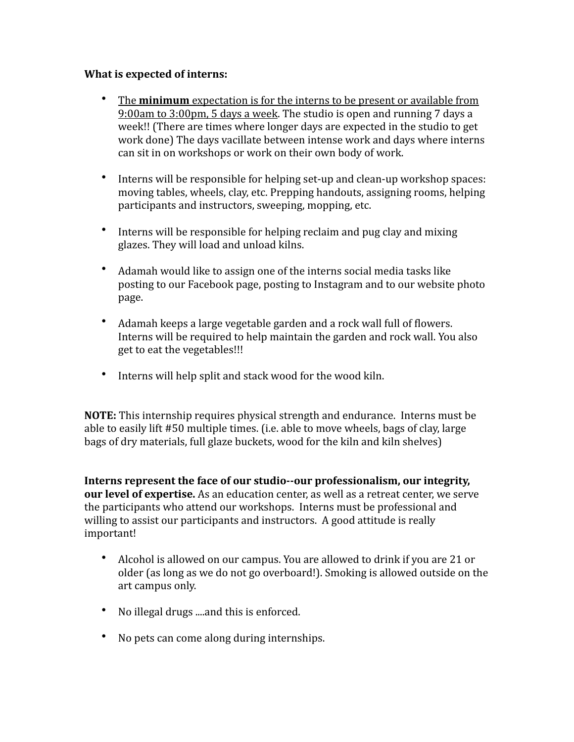**What is expected of interns:**

- <u>The **minimum** expectation is for the interns to be present or available from 9:00am to 3:00pm, 5 days a week</u>. The studio is open and running 7 days a week!! (There are times where longer days are expected in the studio to get work done) The days vacillate between intense work and days where interns can sit in on workshops or work on their own body of work.

- Interns will be responsible for helping set-up and clean-up workshop spaces: moving tables, wheels, clay, etc. Prepping handouts, assigning rooms, helping participants and instructors, sweeping, mopping, etc.

- Interns will be responsible for helping reclaim and pug clay and mixing glazes. They will load and unload kilns.

- Adamah would like to assign one of the interns social media tasks like posting to our Facebook page, posting to Instagram and to our website photo page.

- Adamah keeps a large vegetable garden and a rock wall full of flowers. Interns will be required to help maintain the garden and rock wall. You also get to eat the vegetables!!!

- Interns will help split and stack wood for the wood kiln.

**NOTE:** This internship requires physical strength and endurance. Interns must be able to easily lift #50 multiple times. (i.e. able to move wheels, bags of clay, large bags of dry materials, full glaze buckets, wood for the kiln and kiln shelves)

**Interns represent the face of our studio--our professionalism, our integrity, our level of expertise.** As an education center, as well as a retreat center, we serve the participants who attend our workshops. Interns must be professional and willing to assist our participants and instructors. A good attitude is really important!

- Alcohol is allowed on our campus. You are allowed to drink if you are 21 or older (as long as we do not go overboard!). Smoking is allowed outside on the art campus only.

- No illegal drugs ....and this is enforced.

- No pets can come along during internships.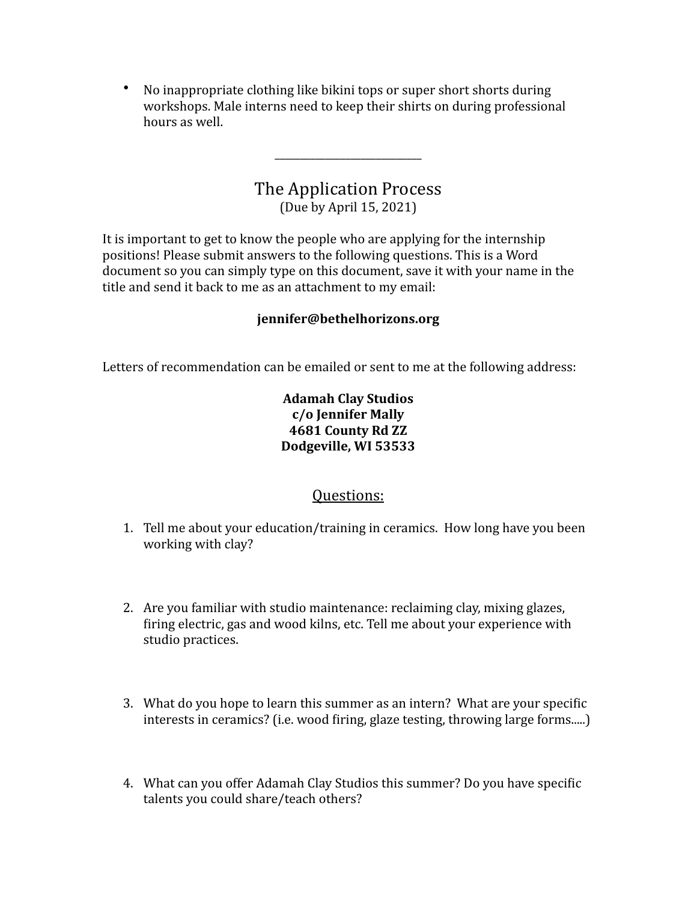- No inappropriate clothing like bikini tops or super short shorts during workshops. Male interns need to keep their shirts on during professional hours as well.

---

## The Application Process

(Due by April 15, 2021)

It is important to get to know the people who are applying for the internship positions! Please submit answers to the following questions. This is a Word document so you can simply type on this document, save it with your name in the title and send it back to me as an attachment to my email:

**jennifer@bethelhorizons.org**

Letters of recommendation can be emailed or sent to me at the following address:

**Adamah Clay Studios**
**c/o Jennifer Mally**
**4681 County Rd ZZ**
**Dodgeville, WI 53533**

## Questions:

1. Tell me about your education/training in ceramics. How long have you been working with clay?

2. Are you familiar with studio maintenance: reclaiming clay, mixing glazes, firing electric, gas and wood kilns, etc. Tell me about your experience with studio practices.

3. What do you hope to learn this summer as an intern? What are your specific interests in ceramics? (i.e. wood firing, glaze testing, throwing large forms.....)

4. What can you offer Adamah Clay Studios this summer? Do you have specific talents you could share/teach others?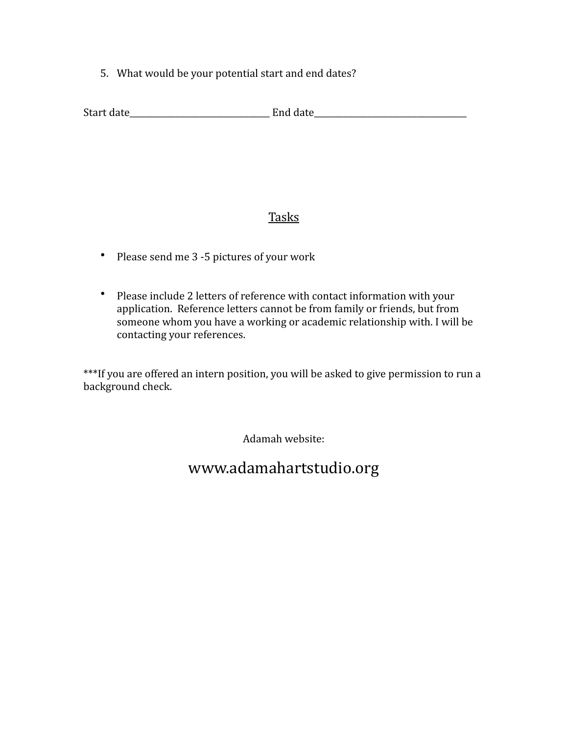5. What would be your potential start and end dates?

Start date_________________________________ End date___________________________________

## Tasks

- Please send me 3 -5 pictures of your work
- Please include 2 letters of reference with contact information with your application. Reference letters cannot be from family or friends, but from someone whom you have a working or academic relationship with. I will be contacting your references.

***If you are offered an intern position, you will be asked to give permission to run a background check.

Adamah website:

www.adamahartstudio.org